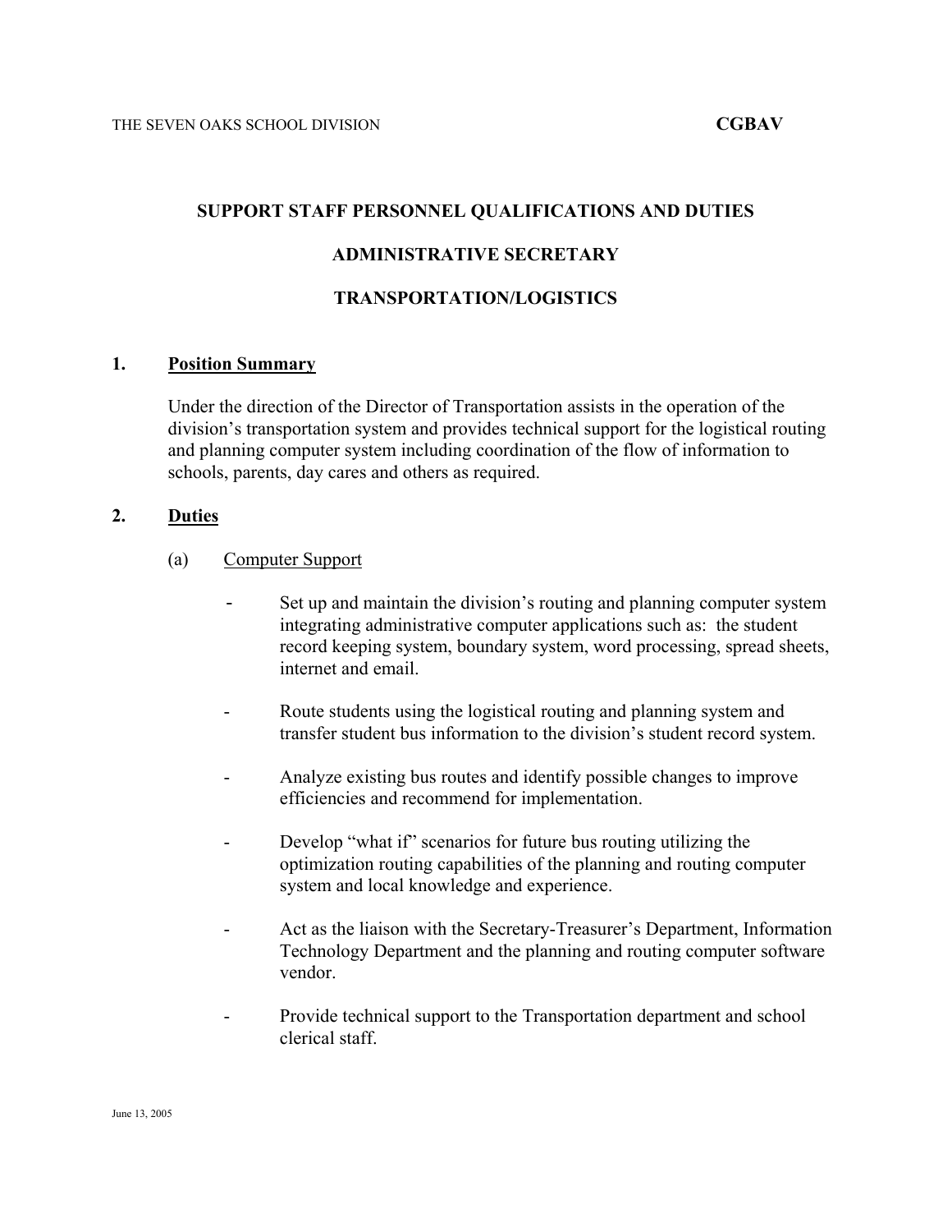THE SEVEN OAKS SCHOOL DIVISION **CGBAV**

# SUPPORT STAFF PERSONNEL QUALIFICATIONS AND DUTIES

## ADMINISTRATIVE SECRETARY

## TRANSPORTATION/LOGISTICS

### 1. Position Summary

Under the direction of the Director of Transportation assists in the operation of the division's transportation system and provides technical support for the logistical routing and planning computer system including coordination of the flow of information to schools, parents, day cares and others as required.

### 2. Duties

(a) Computer Support

- Set up and maintain the division's routing and planning computer system integrating administrative computer applications such as: the student record keeping system, boundary system, word processing, spread sheets, internet and email.
- Route students using the logistical routing and planning system and transfer student bus information to the division's student record system.
- Analyze existing bus routes and identify possible changes to improve efficiencies and recommend for implementation.
- Develop "what if" scenarios for future bus routing utilizing the optimization routing capabilities of the planning and routing computer system and local knowledge and experience.
- Act as the liaison with the Secretary-Treasurer's Department, Information Technology Department and the planning and routing computer software vendor.
- Provide technical support to the Transportation department and school clerical staff.

June 13, 2005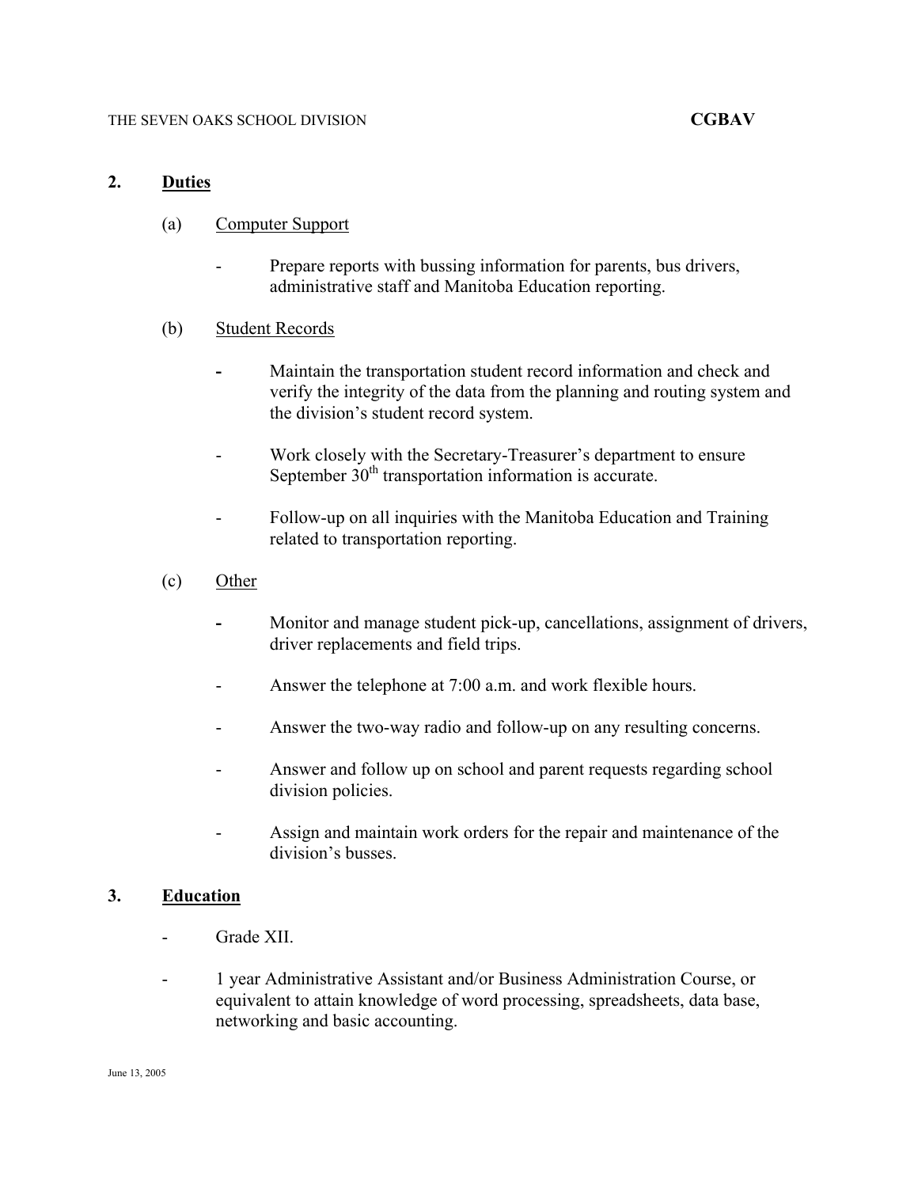## 2. Duties

### (a) Computer Support

- Prepare reports with bussing information for parents, bus drivers, administrative staff and Manitoba Education reporting.

### (b) Student Records

- Maintain the transportation student record information and check and verify the integrity of the data from the planning and routing system and the division's student record system.
- Work closely with the Secretary-Treasurer's department to ensure September 30th transportation information is accurate.
- Follow-up on all inquiries with the Manitoba Education and Training related to transportation reporting.

### (c) Other

- Monitor and manage student pick-up, cancellations, assignment of drivers, driver replacements and field trips.
- Answer the telephone at 7:00 a.m. and work flexible hours.
- Answer the two-way radio and follow-up on any resulting concerns.
- Answer and follow up on school and parent requests regarding school division policies.
- Assign and maintain work orders for the repair and maintenance of the division's busses.

## 3. Education

- Grade XII.
- 1 year Administrative Assistant and/or Business Administration Course, or equivalent to attain knowledge of word processing, spreadsheets, data base, networking and basic accounting.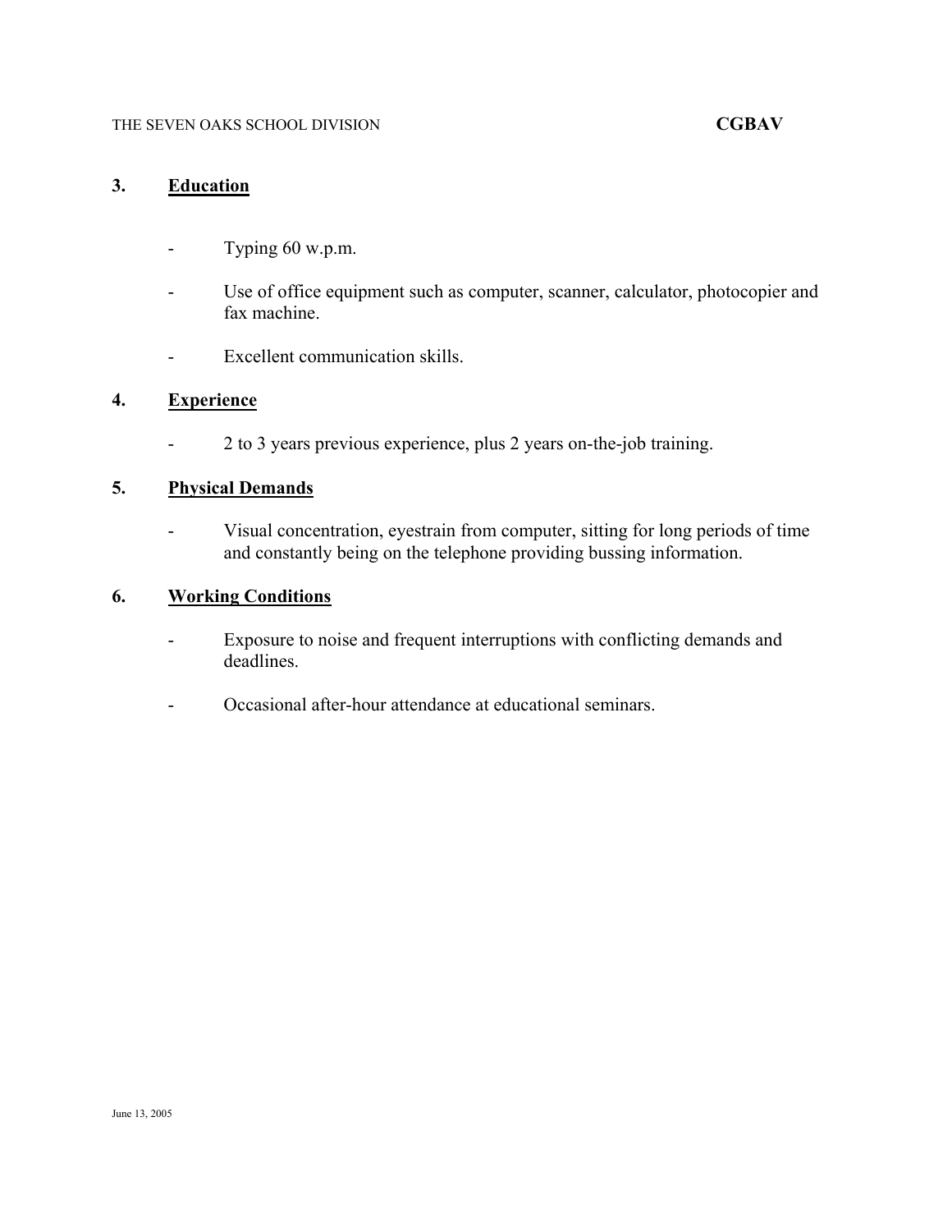### 3. Education

- Typing 60 w.p.m.
- Use of office equipment such as computer, scanner, calculator, photocopier and fax machine.
- Excellent communication skills.

### 4. Experience

- 2 to 3 years previous experience, plus 2 years on-the-job training.

### 5. Physical Demands

- Visual concentration, eyestrain from computer, sitting for long periods of time and constantly being on the telephone providing bussing information.

### 6. Working Conditions

- Exposure to noise and frequent interruptions with conflicting demands and deadlines.
- Occasional after-hour attendance at educational seminars.